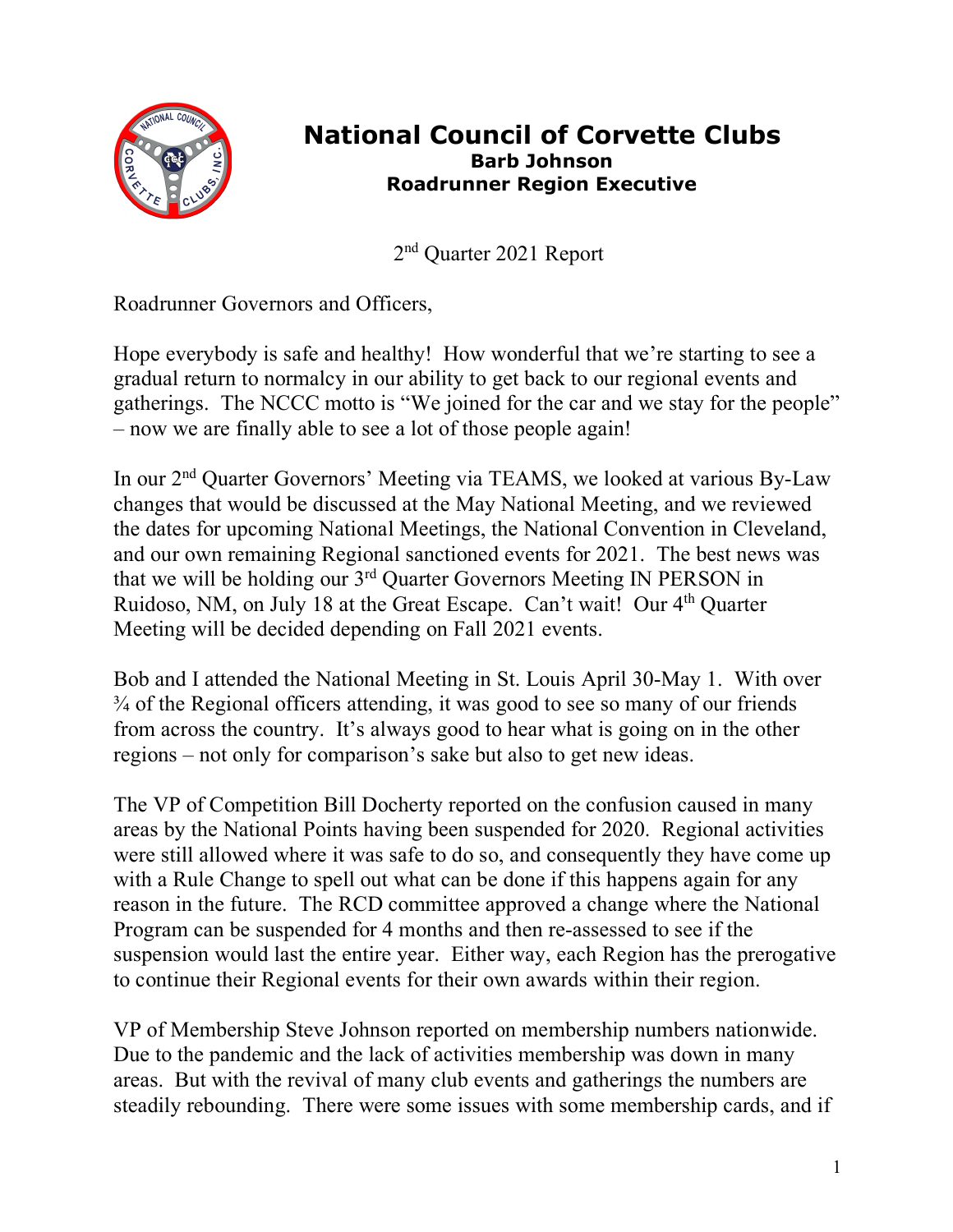# National Council of Corvette Clubs

**Barb Johnson**
**Roadrunner Region Executive**

2nd Quarter 2021 Report

Roadrunner Governors and Officers,

Hope everybody is safe and healthy! How wonderful that we're starting to see a gradual return to normalcy in our ability to get back to our regional events and gatherings. The NCCC motto is "We joined for the car and we stay for the people" – now we are finally able to see a lot of those people again!

In our 2nd Quarter Governors' Meeting via TEAMS, we looked at various By-Law changes that would be discussed at the May National Meeting, and we reviewed the dates for upcoming National Meetings, the National Convention in Cleveland, and our own remaining Regional sanctioned events for 2021. The best news was that we will be holding our 3rd Quarter Governors Meeting IN PERSON in Ruidoso, NM, on July 18 at the Great Escape. Can't wait! Our 4th Quarter Meeting will be decided depending on Fall 2021 events.

Bob and I attended the National Meeting in St. Louis April 30-May 1. With over ¾ of the Regional officers attending, it was good to see so many of our friends from across the country. It's always good to hear what is going on in the other regions – not only for comparison's sake but also to get new ideas.

The VP of Competition Bill Docherty reported on the confusion caused in many areas by the National Points having been suspended for 2020. Regional activities were still allowed where it was safe to do so, and consequently they have come up with a Rule Change to spell out what can be done if this happens again for any reason in the future. The RCD committee approved a change where the National Program can be suspended for 4 months and then re-assessed to see if the suspension would last the entire year. Either way, each Region has the prerogative to continue their Regional events for their own awards within their region.

VP of Membership Steve Johnson reported on membership numbers nationwide. Due to the pandemic and the lack of activities membership was down in many areas. But with the revival of many club events and gatherings the numbers are steadily rebounding. There were some issues with some membership cards, and if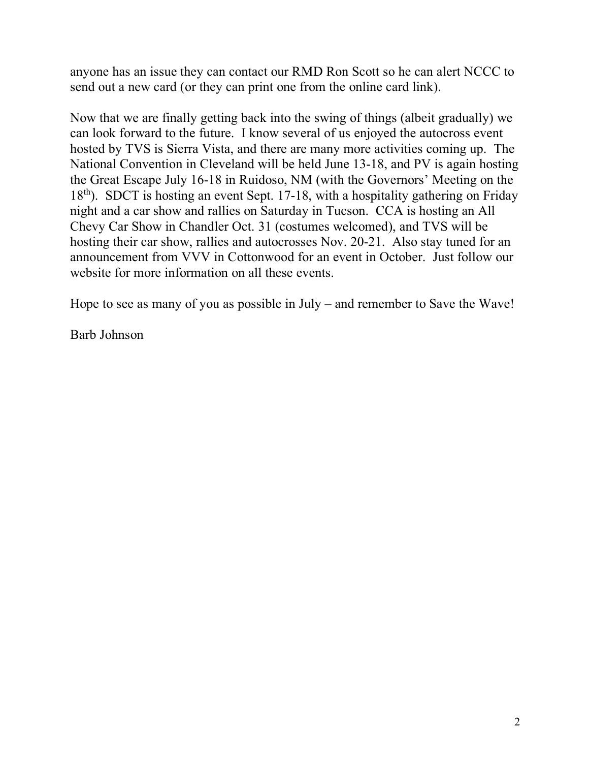anyone has an issue they can contact our RMD Ron Scott so he can alert NCCC to send out a new card (or they can print one from the online card link).

Now that we are finally getting back into the swing of things (albeit gradually) we can look forward to the future. I know several of us enjoyed the autocross event hosted by TVS is Sierra Vista, and there are many more activities coming up. The National Convention in Cleveland will be held June 13-18, and PV is again hosting the Great Escape July 16-18 in Ruidoso, NM (with the Governors' Meeting on the 18th). SDCT is hosting an event Sept. 17-18, with a hospitality gathering on Friday night and a car show and rallies on Saturday in Tucson. CCA is hosting an All Chevy Car Show in Chandler Oct. 31 (costumes welcomed), and TVS will be hosting their car show, rallies and autocrosses Nov. 20-21. Also stay tuned for an announcement from VVV in Cottonwood for an event in October. Just follow our website for more information on all these events.

Hope to see as many of you as possible in July – and remember to Save the Wave!

Barb Johnson